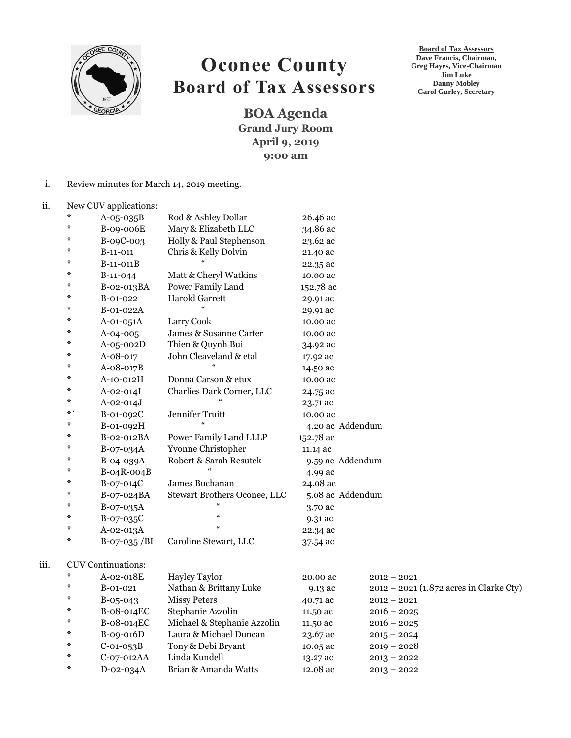# Oconee County
# Board of Tax Assessors

**Board of Tax Assessors**
**Dave Francis, Chairman,**
**Greg Hayes, Vice-Chairman**
**Jim Luke**
**Danny Mobley**
**Carol Gurley, Secretary**

## BOA Agenda
**Grand Jury Room**
**April 9, 2019**
**9:00 am**

i. Review minutes for March 14, 2019 meeting.

ii. New CUV applications:

| | | | | |
|---|---|---|---|---|
| * | A-05-035B | Rod & Ashley Dollar | 26.46 ac | |
| * | B-09-006E | Mary & Elizabeth LLC | 34.86 ac | |
| * | B-09C-003 | Holly & Paul Stephenson | 23.62 ac | |
| * | B-11-011 | Chris & Kelly Dolvin | 21.40 ac | |
| * | B-11-011B | " | 22.35 ac | |
| * | B-11-044 | Matt & Cheryl Watkins | 10.00 ac | |
| * | B-02-013BA | Power Family Land | 152.78 ac | |
| * | B-01-022 | Harold Garrett | 29.91 ac | |
| * | B-01-022A | " | 29.91 ac | |
| * | A-01-051A | Larry Cook | 10.00 ac | |
| * | A-04-005 | James & Susanne Carter | 10.00 ac | |
| * | A-05-002D | Thien & Quynh Bui | 34.92 ac | |
| * | A-08-017 | John Cleaveland & etal | 17.92 ac | |
| * | A-08-017B | " | 14.50 ac | |
| * | A-10-012H | Donna Carson & etux | 10.00 ac | |
| * | A-02-014I | Charlies Dark Corner, LLC | 24.75 ac | |
| * | A-02-014J | " | 23.71 ac | |
| *` | B-01-092C | Jennifer Truitt | 10.00 ac | |
| * | B-01-092H | " | 4.20 ac | Addendum |
| * | B-02-012BA | Power Family Land LLLP | 152.78 ac | |
| * | B-07-034A | Yvonne Christopher | 11.14 ac | |
| * | B-04-039A | Robert & Sarah Resutek | 9.59 ac | Addendum |
| * | B-04R-004B | " | 4.99 ac | |
| * | B-07-014C | James Buchanan | 24.08 ac | |
| * | B-07-024BA | Stewart Brothers Oconee, LLC | 5.08 ac | Addendum |
| * | B-07-035A | " | 3.70 ac | |
| * | B-07-035C | " | 9.31 ac | |
| * | A-02-013A | " | 22.34 ac | |
| * | B-07-035 /BI | Caroline Stewart, LLC | 37.54 ac | |

iii. CUV Continuations:

| | | | | |
|---|---|---|---|---|
| * | A-02-018E | Hayley Taylor | 20.00 ac | 2012 – 2021 |
| * | B-01-021 | Nathan & Brittany Luke | 9.13 ac | 2012 – 2021 (1.872 acres in Clarke Cty) |
| * | B-05-043 | Missy Peters | 40.71 ac | 2012 – 2021 |
| * | B-08-014EC | Stephanie Azzolin | 11.50 ac | 2016 – 2025 |
| * | B-08-014EC | Michael & Stephanie Azzolin | 11.50 ac | 2016 – 2025 |
| * | B-09-016D | Laura & Michael Duncan | 23.67 ac | 2015 – 2024 |
| * | C-01-053B | Tony & Debi Bryant | 10.05 ac | 2019 – 2028 |
| * | C-07-012AA | Linda Kundell | 13.27 ac | 2013 – 2022 |
| * | D-02-034A | Brian & Amanda Watts | 12.08 ac | 2013 – 2022 |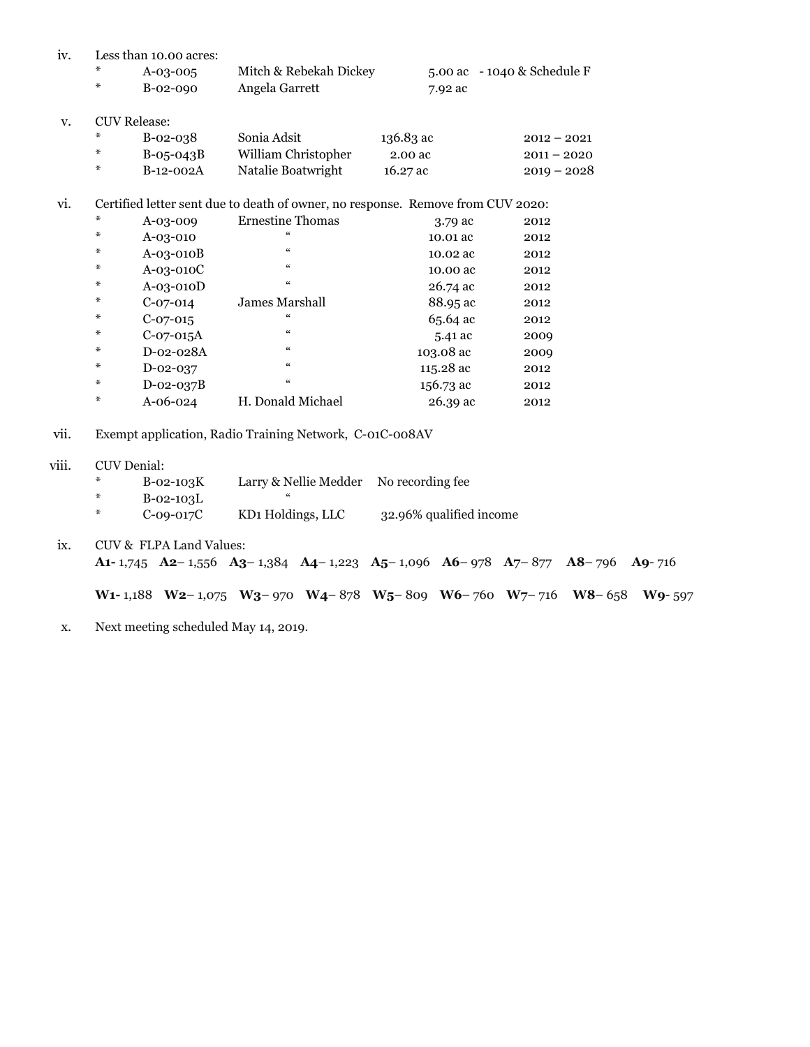iv. Less than 10.00 acres:

| | | | | |
|---|---|---|---|---|
| * | A-03-005 | Mitch & Rebekah Dickey | 5.00 ac | - 1040 & Schedule F |
| * | B-02-090 | Angela Garrett | 7.92 ac | |

v. CUV Release:

| | | | | |
|---|---|---|---|---|
| * | B-02-038 | Sonia Adsit | 136.83 ac | 2012 – 2021 |
| * | B-05-043B | William Christopher | 2.00 ac | 2011 – 2020 |
| * | B-12-002A | Natalie Boatwright | 16.27 ac | 2019 – 2028 |

vi. Certified letter sent due to death of owner, no response. Remove from CUV 2020:

| | | | | |
|---|---|---|---|---|
| * | A-03-009 | Ernestine Thomas | 3.79 ac | 2012 |
| * | A-03-010 | " | 10.01 ac | 2012 |
| * | A-03-010B | " | 10.02 ac | 2012 |
| * | A-03-010C | " | 10.00 ac | 2012 |
| * | A-03-010D | " | 26.74 ac | 2012 |
| * | C-07-014 | James Marshall | 88.95 ac | 2012 |
| * | C-07-015 | " | 65.64 ac | 2012 |
| * | C-07-015A | " | 5.41 ac | 2009 |
| * | D-02-028A | " | 103.08 ac | 2009 |
| * | D-02-037 | " | 115.28 ac | 2012 |
| * | D-02-037B | " | 156.73 ac | 2012 |
| * | A-06-024 | H. Donald Michael | 26.39 ac | 2012 |

vii. Exempt application, Radio Training Network, C-01C-008AV

viii. CUV Denial:

| | | | |
|---|---|---|---|
| * | B-02-103K | Larry & Nellie Medder | No recording fee |
| * | B-02-103L | " | |
| * | C-09-017C | KD1 Holdings, LLC | 32.96% qualified income |

ix. CUV & FLPA Land Values:

**A1**- 1,745 **A2**– 1,556 **A3**– 1,384 **A4**– 1,223 **A5**– 1,096 **A6**– 978 **A7**– 877 **A8**– 796 **A9**- 716

**W1**- 1,188 **W2**– 1,075 **W3**– 970 **W4**– 878 **W5**– 809 **W6**– 760 **W7**– 716 **W8**– 658 **W9**- 597

x. Next meeting scheduled May 14, 2019.